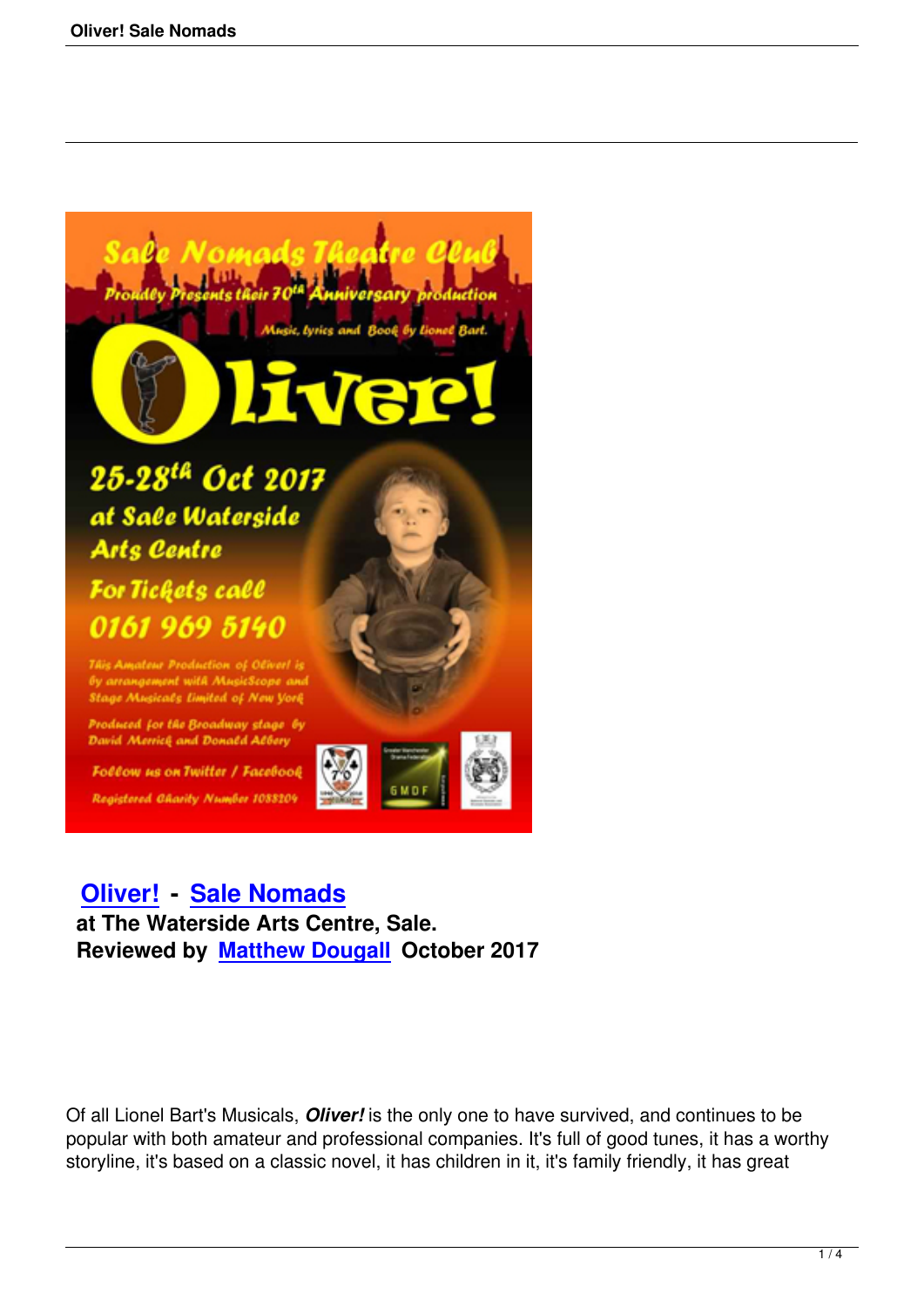## Oliver! - Sale Nomads

**at The Waterside Arts Centre, Sale.**
**Reviewed by Matthew Dougall October 2017**

Of all Lionel Bart's Musicals, ***Oliver!*** is the only one to have survived, and continues to be popular with both amateur and professional companies. It's full of good tunes, it has a worthy storyline, it's based on a classic novel, it has children in it, it's family friendly, it has great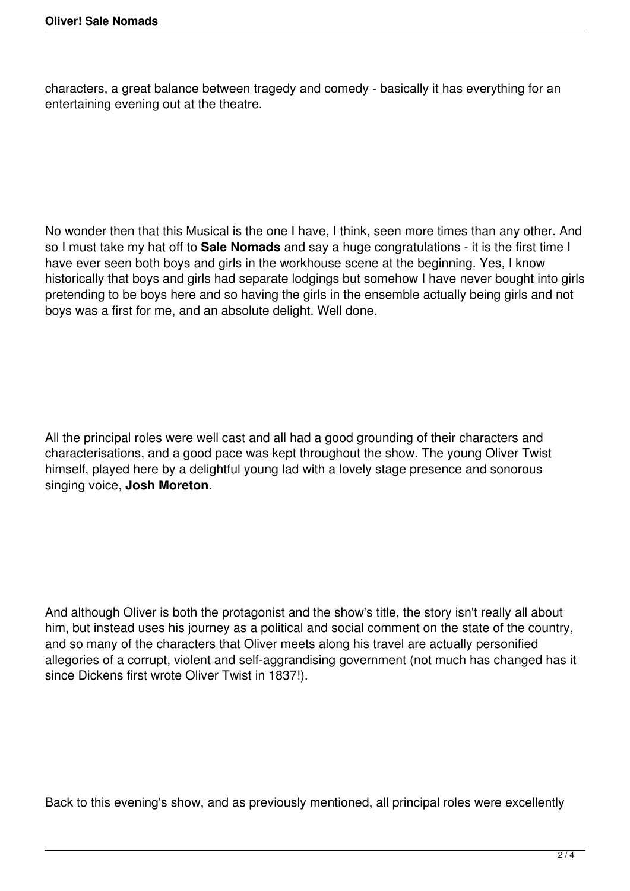characters, a great balance between tragedy and comedy - basically it has everything for an entertaining evening out at the theatre.

No wonder then that this Musical is the one I have, I think, seen more times than any other. And so I must take my hat off to **Sale Nomads** and say a huge congratulations - it is the first time I have ever seen both boys and girls in the workhouse scene at the beginning. Yes, I know historically that boys and girls had separate lodgings but somehow I have never bought into girls pretending to be boys here and so having the girls in the ensemble actually being girls and not boys was a first for me, and an absolute delight. Well done.

All the principal roles were well cast and all had a good grounding of their characters and characterisations, and a good pace was kept throughout the show. The young Oliver Twist himself, played here by a delightful young lad with a lovely stage presence and sonorous singing voice, **Josh Moreton**.

And although Oliver is both the protagonist and the show's title, the story isn't really all about him, but instead uses his journey as a political and social comment on the state of the country, and so many of the characters that Oliver meets along his travel are actually personified allegories of a corrupt, violent and self-aggrandising government (not much has changed has it since Dickens first wrote Oliver Twist in 1837!).

Back to this evening's show, and as previously mentioned, all principal roles were excellently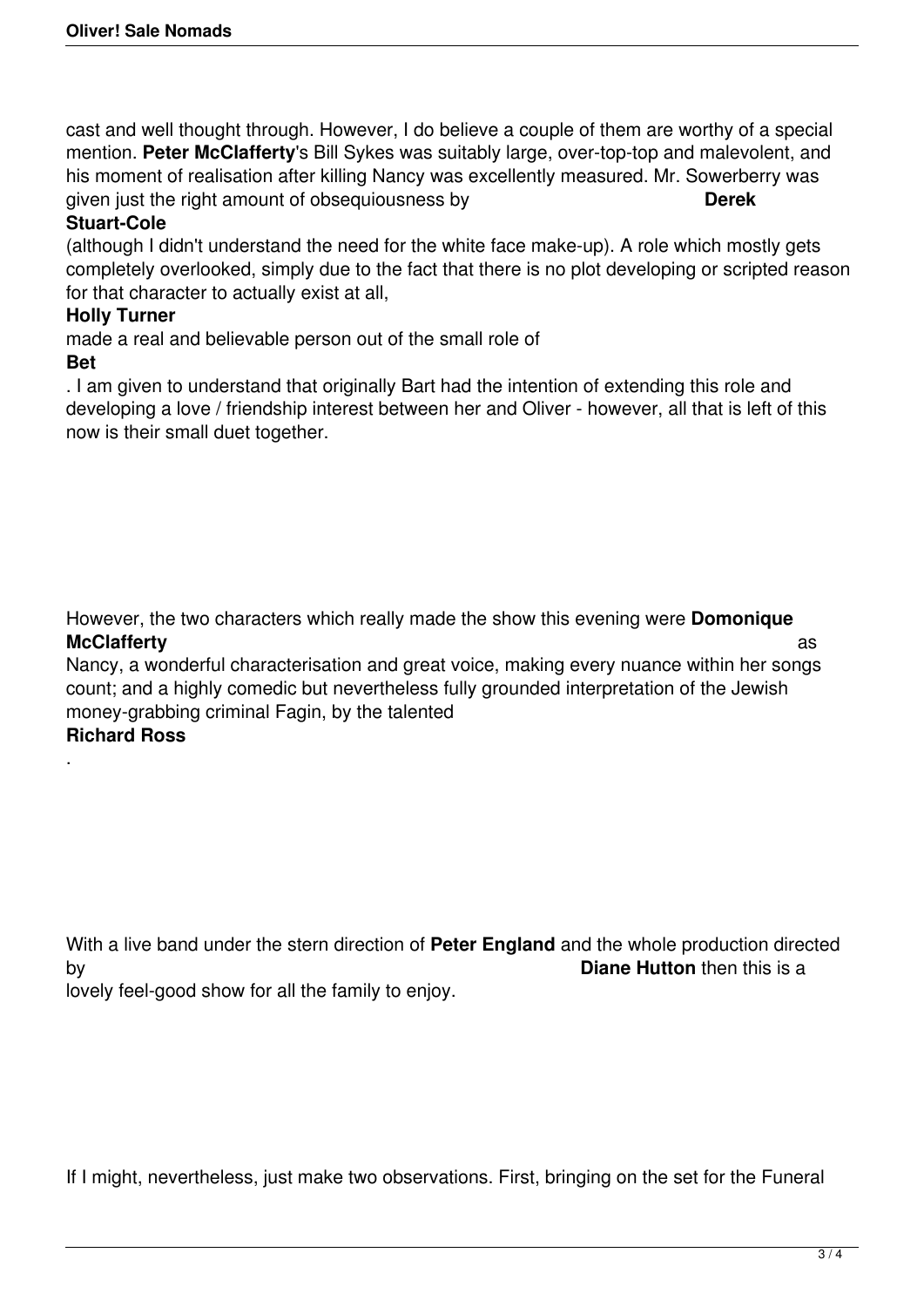cast and well thought through. However, I do believe a couple of them are worthy of a special mention. **Peter McClafferty**'s Bill Sykes was suitably large, over-top-top and malevolent, and his moment of realisation after killing Nancy was excellently measured. Mr. Sowerberry was given just the right amount of obsequiousness by **Derek Stuart-Cole** (although I didn't understand the need for the white face make-up). A role which mostly gets completely overlooked, simply due to the fact that there is no plot developing or scripted reason for that character to actually exist at all, **Holly Turner** made a real and believable person out of the small role of **Bet**. I am given to understand that originally Bart had the intention of extending this role and developing a love / friendship interest between her and Oliver - however, all that is left of this now is their small duet together.

However, the two characters which really made the show this evening were **Domonique McClafferty** as Nancy, a wonderful characterisation and great voice, making every nuance within her songs count; and a highly comedic but nevertheless fully grounded interpretation of the Jewish money-grabbing criminal Fagin, by the talented **Richard Ross**.

With a live band under the stern direction of **Peter England** and the whole production directed by **Diane Hutton** then this is a lovely feel-good show for all the family to enjoy.

If I might, nevertheless, just make two observations. First, bringing on the set for the Funeral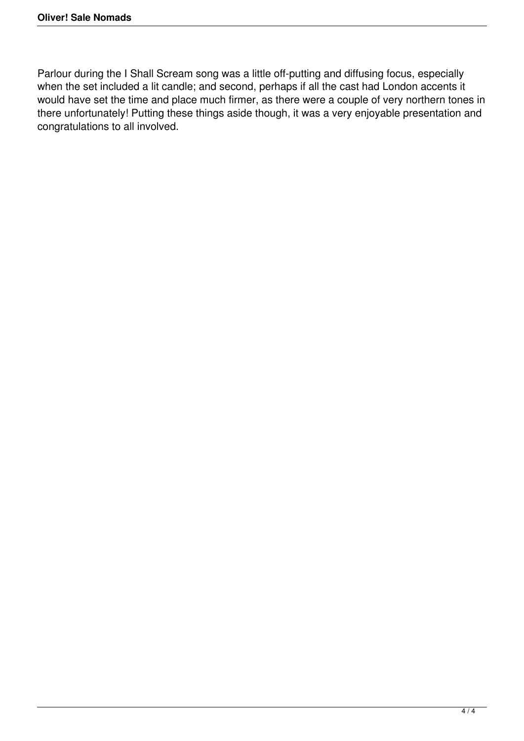Parlour during the I Shall Scream song was a little off-putting and diffusing focus, especially when the set included a lit candle; and second, perhaps if all the cast had London accents it would have set the time and place much firmer, as there were a couple of very northern tones in there unfortunately! Putting these things aside though, it was a very enjoyable presentation and congratulations to all involved.